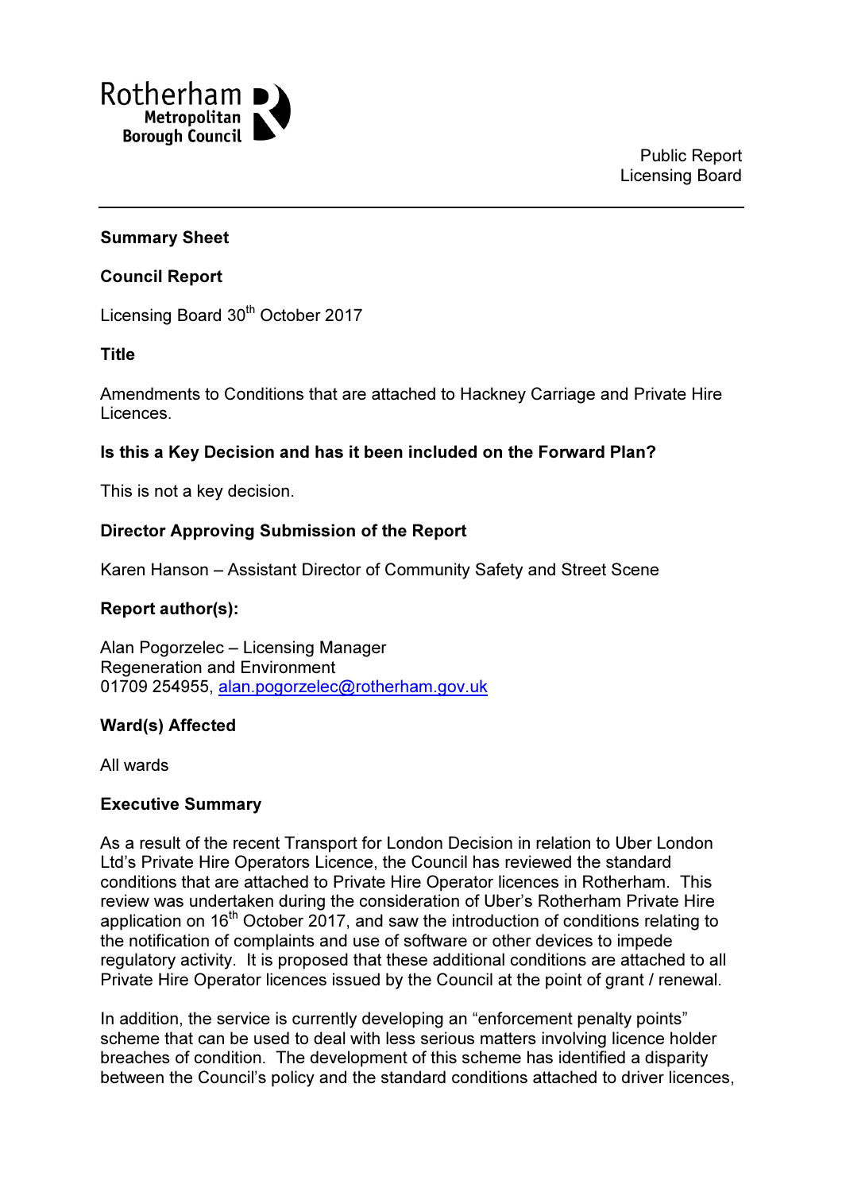Rotherham Metropolitan Borough Council

Public Report
Licensing Board

**Summary Sheet**

**Council Report**

Licensing Board 30th October 2017

**Title**

Amendments to Conditions that are attached to Hackney Carriage and Private Hire Licences.

**Is this a Key Decision and has it been included on the Forward Plan?**

This is not a key decision.

**Director Approving Submission of the Report**

Karen Hanson – Assistant Director of Community Safety and Street Scene

**Report author(s):**

Alan Pogorzelec – Licensing Manager
Regeneration and Environment
01709 254955, alan.pogorzelec@rotherham.gov.uk

**Ward(s) Affected**

All wards

**Executive Summary**

As a result of the recent Transport for London Decision in relation to Uber London Ltd's Private Hire Operators Licence, the Council has reviewed the standard conditions that are attached to Private Hire Operator licences in Rotherham. This review was undertaken during the consideration of Uber's Rotherham Private Hire application on 16th October 2017, and saw the introduction of conditions relating to the notification of complaints and use of software or other devices to impede regulatory activity. It is proposed that these additional conditions are attached to all Private Hire Operator licences issued by the Council at the point of grant / renewal.

In addition, the service is currently developing an "enforcement penalty points" scheme that can be used to deal with less serious matters involving licence holder breaches of condition. The development of this scheme has identified a disparity between the Council's policy and the standard conditions attached to driver licences,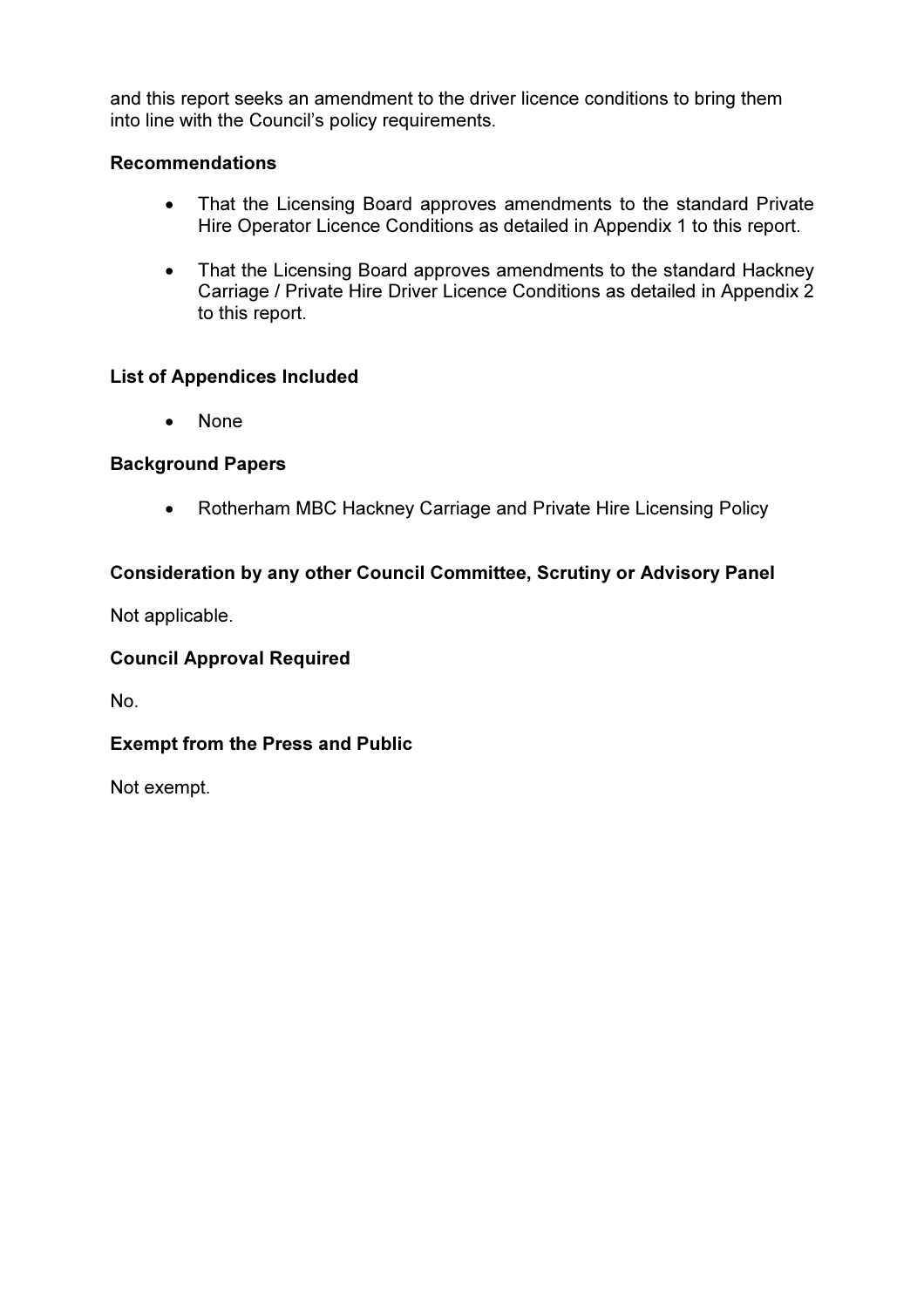and this report seeks an amendment to the driver licence conditions to bring them into line with the Council's policy requirements.

**Recommendations**

- That the Licensing Board approves amendments to the standard Private Hire Operator Licence Conditions as detailed in Appendix 1 to this report.
- That the Licensing Board approves amendments to the standard Hackney Carriage / Private Hire Driver Licence Conditions as detailed in Appendix 2 to this report.

**List of Appendices Included**

- None

**Background Papers**

- Rotherham MBC Hackney Carriage and Private Hire Licensing Policy

**Consideration by any other Council Committee, Scrutiny or Advisory Panel**

Not applicable.

**Council Approval Required**

No.

**Exempt from the Press and Public**

Not exempt.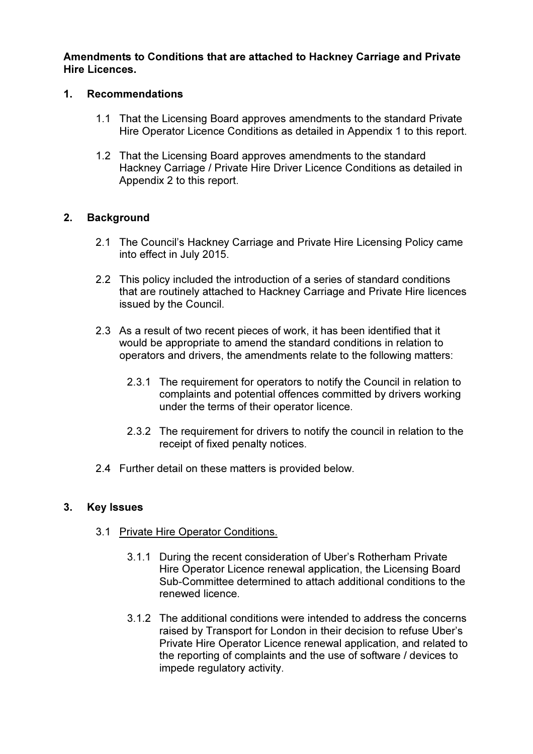**Amendments to Conditions that are attached to Hackney Carriage and Private Hire Licences.**

## 1. Recommendations

1.1 That the Licensing Board approves amendments to the standard Private Hire Operator Licence Conditions as detailed in Appendix 1 to this report.

1.2 That the Licensing Board approves amendments to the standard Hackney Carriage / Private Hire Driver Licence Conditions as detailed in Appendix 2 to this report.

## 2. Background

2.1 The Council's Hackney Carriage and Private Hire Licensing Policy came into effect in July 2015.

2.2 This policy included the introduction of a series of standard conditions that are routinely attached to Hackney Carriage and Private Hire licences issued by the Council.

2.3 As a result of two recent pieces of work, it has been identified that it would be appropriate to amend the standard conditions in relation to operators and drivers, the amendments relate to the following matters:

2.3.1 The requirement for operators to notify the Council in relation to complaints and potential offences committed by drivers working under the terms of their operator licence.

2.3.2 The requirement for drivers to notify the council in relation to the receipt of fixed penalty notices.

2.4 Further detail on these matters is provided below.

## 3. Key Issues

3.1 Private Hire Operator Conditions.

3.1.1 During the recent consideration of Uber's Rotherham Private Hire Operator Licence renewal application, the Licensing Board Sub-Committee determined to attach additional conditions to the renewed licence.

3.1.2 The additional conditions were intended to address the concerns raised by Transport for London in their decision to refuse Uber's Private Hire Operator Licence renewal application, and related to the reporting of complaints and the use of software / devices to impede regulatory activity.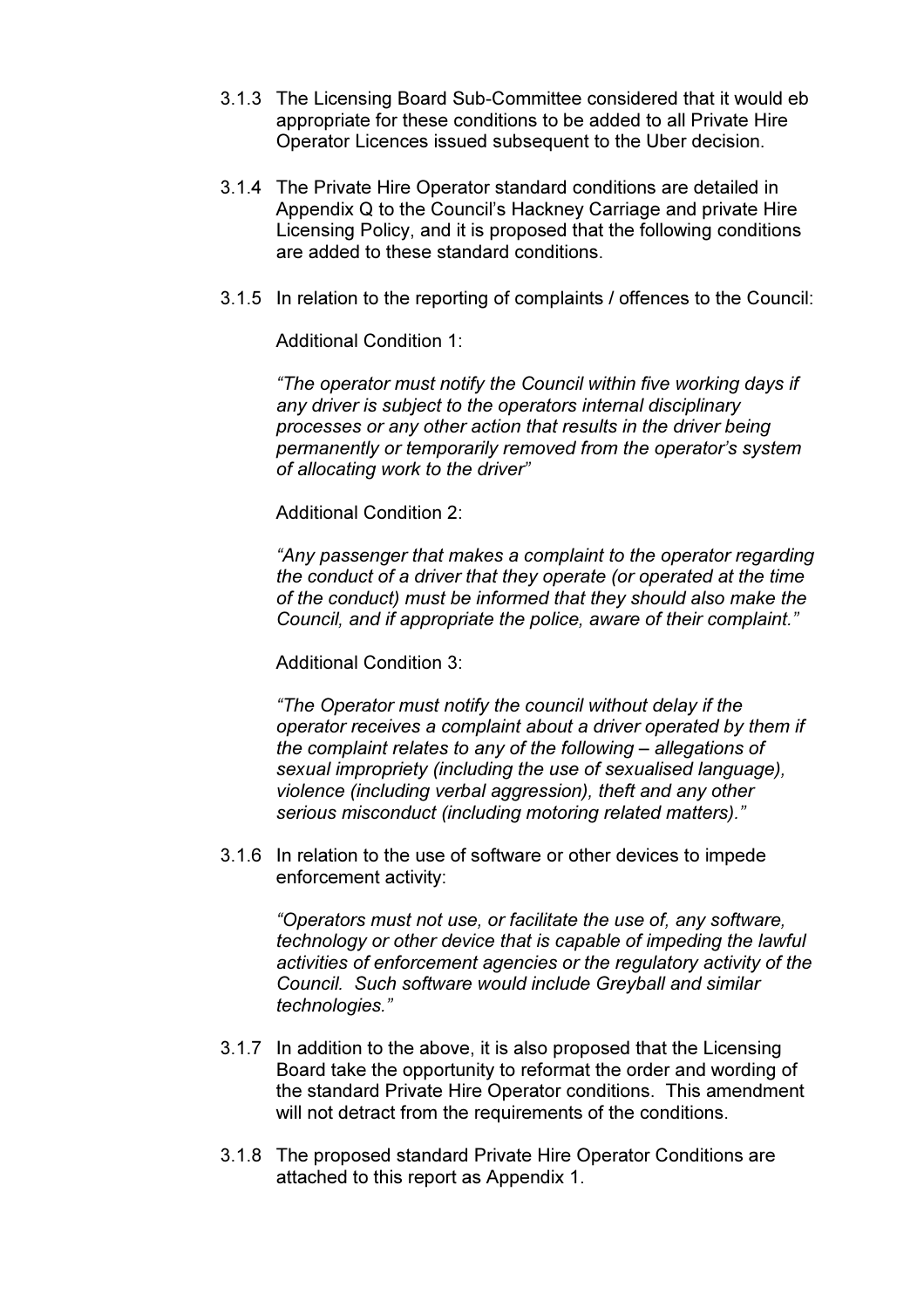3.1.3 The Licensing Board Sub-Committee considered that it would eb appropriate for these conditions to be added to all Private Hire Operator Licences issued subsequent to the Uber decision.

3.1.4 The Private Hire Operator standard conditions are detailed in Appendix Q to the Council's Hackney Carriage and private Hire Licensing Policy, and it is proposed that the following conditions are added to these standard conditions.

3.1.5 In relation to the reporting of complaints / offences to the Council:

Additional Condition 1:

*"The operator must notify the Council within five working days if any driver is subject to the operators internal disciplinary processes or any other action that results in the driver being permanently or temporarily removed from the operator's system of allocating work to the driver"*

Additional Condition 2:

*"Any passenger that makes a complaint to the operator regarding the conduct of a driver that they operate (or operated at the time of the conduct) must be informed that they should also make the Council, and if appropriate the police, aware of their complaint."*

Additional Condition 3:

*"The Operator must notify the council without delay if the operator receives a complaint about a driver operated by them if the complaint relates to any of the following – allegations of sexual impropriety (including the use of sexualised language), violence (including verbal aggression), theft and any other serious misconduct (including motoring related matters)."*

3.1.6 In relation to the use of software or other devices to impede enforcement activity:

*"Operators must not use, or facilitate the use of, any software, technology or other device that is capable of impeding the lawful activities of enforcement agencies or the regulatory activity of the Council. Such software would include Greyball and similar technologies."*

3.1.7 In addition to the above, it is also proposed that the Licensing Board take the opportunity to reformat the order and wording of the standard Private Hire Operator conditions. This amendment will not detract from the requirements of the conditions.

3.1.8 The proposed standard Private Hire Operator Conditions are attached to this report as Appendix 1.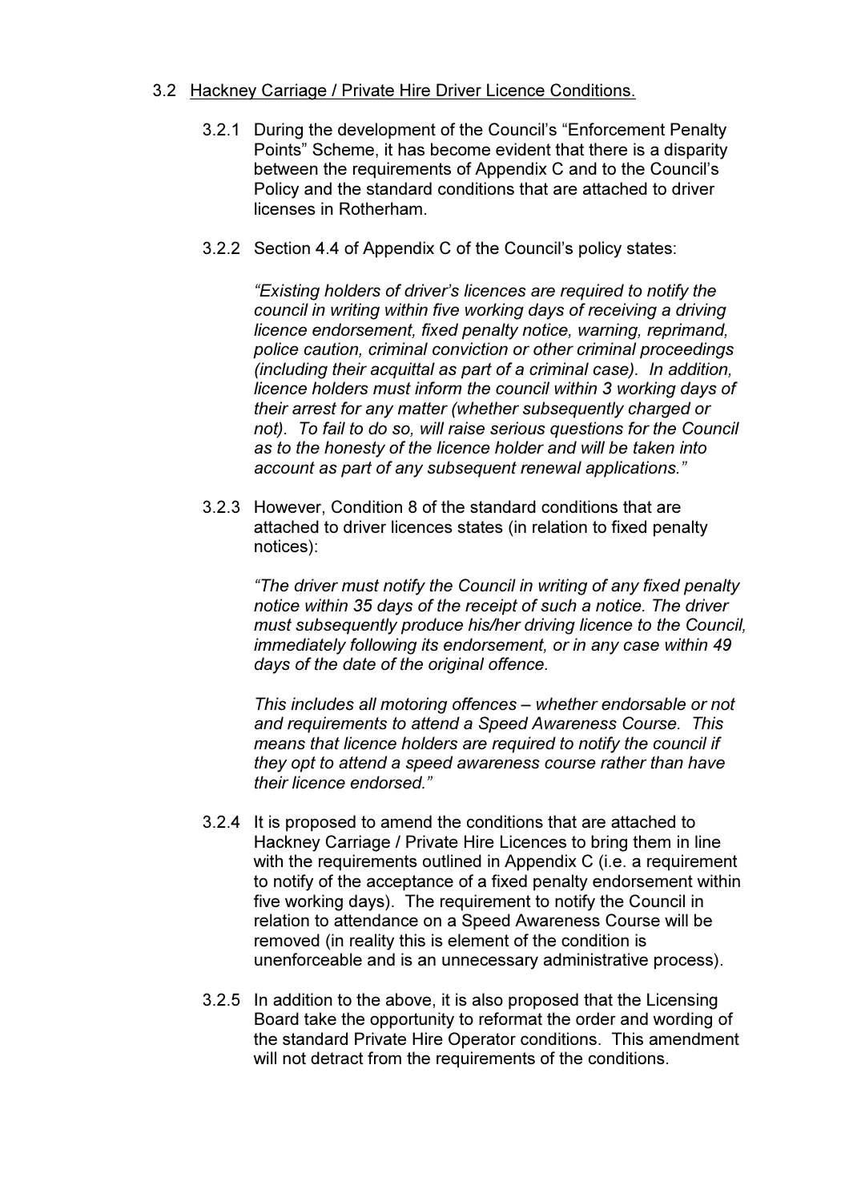### 3.2 Hackney Carriage / Private Hire Driver Licence Conditions.

3.2.1 During the development of the Council's "Enforcement Penalty Points" Scheme, it has become evident that there is a disparity between the requirements of Appendix C and to the Council's Policy and the standard conditions that are attached to driver licenses in Rotherham.

3.2.2 Section 4.4 of Appendix C of the Council's policy states:

*"Existing holders of driver's licences are required to notify the council in writing within five working days of receiving a driving licence endorsement, fixed penalty notice, warning, reprimand, police caution, criminal conviction or other criminal proceedings (including their acquittal as part of a criminal case). In addition, licence holders must inform the council within 3 working days of their arrest for any matter (whether subsequently charged or not). To fail to do so, will raise serious questions for the Council as to the honesty of the licence holder and will be taken into account as part of any subsequent renewal applications."*

3.2.3 However, Condition 8 of the standard conditions that are attached to driver licences states (in relation to fixed penalty notices):

*"The driver must notify the Council in writing of any fixed penalty notice within 35 days of the receipt of such a notice. The driver must subsequently produce his/her driving licence to the Council, immediately following its endorsement, or in any case within 49 days of the date of the original offence.*

*This includes all motoring offences – whether endorsable or not and requirements to attend a Speed Awareness Course. This means that licence holders are required to notify the council if they opt to attend a speed awareness course rather than have their licence endorsed."*

3.2.4 It is proposed to amend the conditions that are attached to Hackney Carriage / Private Hire Licences to bring them in line with the requirements outlined in Appendix C (i.e. a requirement to notify of the acceptance of a fixed penalty endorsement within five working days). The requirement to notify the Council in relation to attendance on a Speed Awareness Course will be removed (in reality this is element of the condition is unenforceable and is an unnecessary administrative process).

3.2.5 In addition to the above, it is also proposed that the Licensing Board take the opportunity to reformat the order and wording of the standard Private Hire Operator conditions. This amendment will not detract from the requirements of the conditions.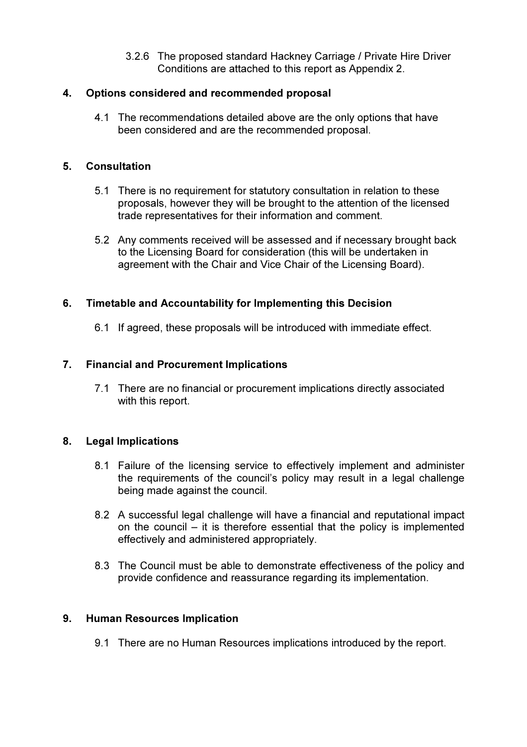3.2.6 The proposed standard Hackney Carriage / Private Hire Driver Conditions are attached to this report as Appendix 2.

## 4. Options considered and recommended proposal

4.1 The recommendations detailed above are the only options that have been considered and are the recommended proposal.

## 5. Consultation

5.1 There is no requirement for statutory consultation in relation to these proposals, however they will be brought to the attention of the licensed trade representatives for their information and comment.

5.2 Any comments received will be assessed and if necessary brought back to the Licensing Board for consideration (this will be undertaken in agreement with the Chair and Vice Chair of the Licensing Board).

## 6. Timetable and Accountability for Implementing this Decision

6.1 If agreed, these proposals will be introduced with immediate effect.

## 7. Financial and Procurement Implications

7.1 There are no financial or procurement implications directly associated with this report.

## 8. Legal Implications

8.1 Failure of the licensing service to effectively implement and administer the requirements of the council's policy may result in a legal challenge being made against the council.

8.2 A successful legal challenge will have a financial and reputational impact on the council – it is therefore essential that the policy is implemented effectively and administered appropriately.

8.3 The Council must be able to demonstrate effectiveness of the policy and provide confidence and reassurance regarding its implementation.

## 9. Human Resources Implication

9.1 There are no Human Resources implications introduced by the report.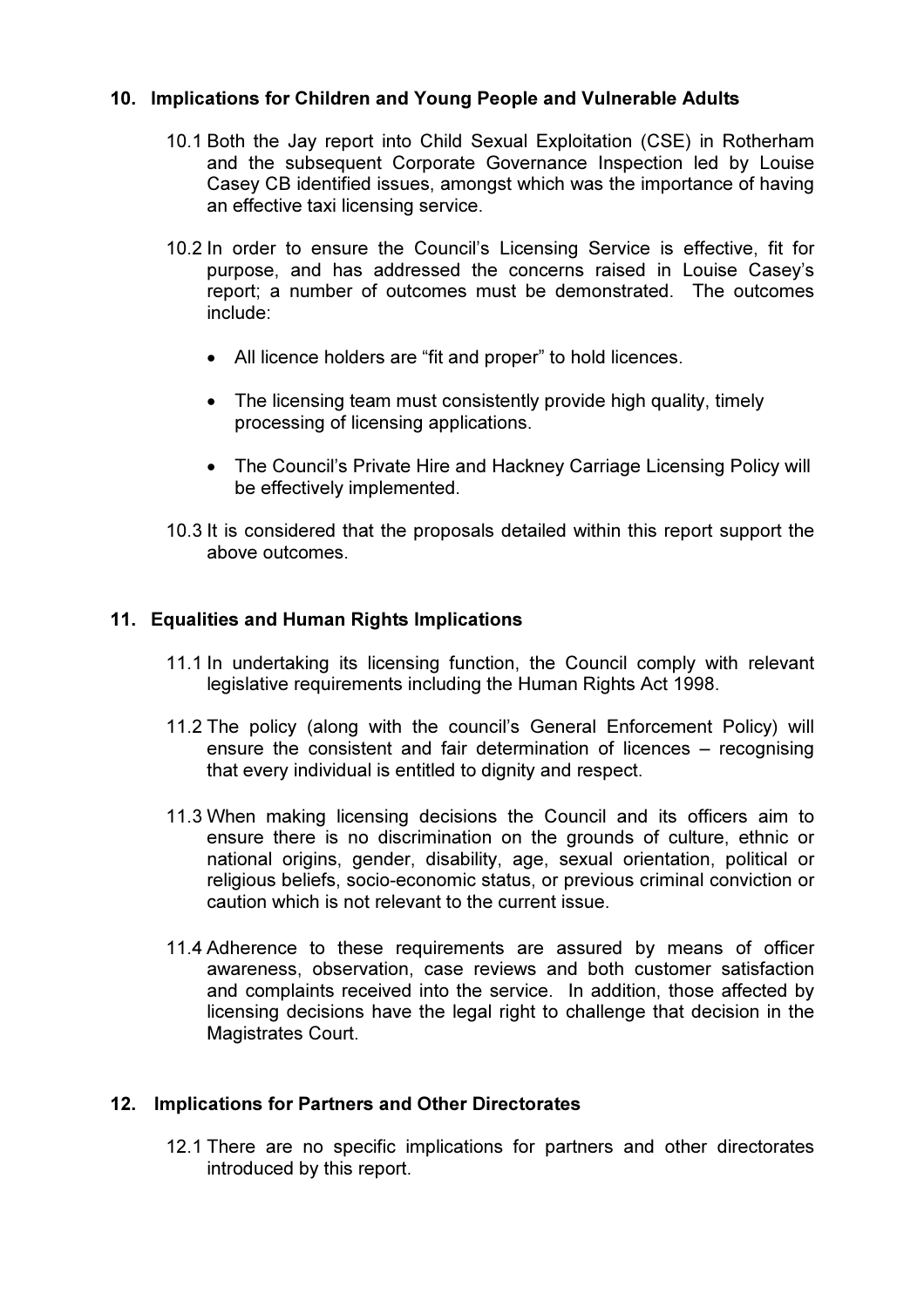## 10. Implications for Children and Young People and Vulnerable Adults

10.1 Both the Jay report into Child Sexual Exploitation (CSE) in Rotherham and the subsequent Corporate Governance Inspection led by Louise Casey CB identified issues, amongst which was the importance of having an effective taxi licensing service.

10.2 In order to ensure the Council's Licensing Service is effective, fit for purpose, and has addressed the concerns raised in Louise Casey's report; a number of outcomes must be demonstrated. The outcomes include:

- All licence holders are "fit and proper" to hold licences.
- The licensing team must consistently provide high quality, timely processing of licensing applications.
- The Council's Private Hire and Hackney Carriage Licensing Policy will be effectively implemented.

10.3 It is considered that the proposals detailed within this report support the above outcomes.

## 11. Equalities and Human Rights Implications

11.1 In undertaking its licensing function, the Council comply with relevant legislative requirements including the Human Rights Act 1998.

11.2 The policy (along with the council's General Enforcement Policy) will ensure the consistent and fair determination of licences – recognising that every individual is entitled to dignity and respect.

11.3 When making licensing decisions the Council and its officers aim to ensure there is no discrimination on the grounds of culture, ethnic or national origins, gender, disability, age, sexual orientation, political or religious beliefs, socio-economic status, or previous criminal conviction or caution which is not relevant to the current issue.

11.4 Adherence to these requirements are assured by means of officer awareness, observation, case reviews and both customer satisfaction and complaints received into the service. In addition, those affected by licensing decisions have the legal right to challenge that decision in the Magistrates Court.

## 12. Implications for Partners and Other Directorates

12.1 There are no specific implications for partners and other directorates introduced by this report.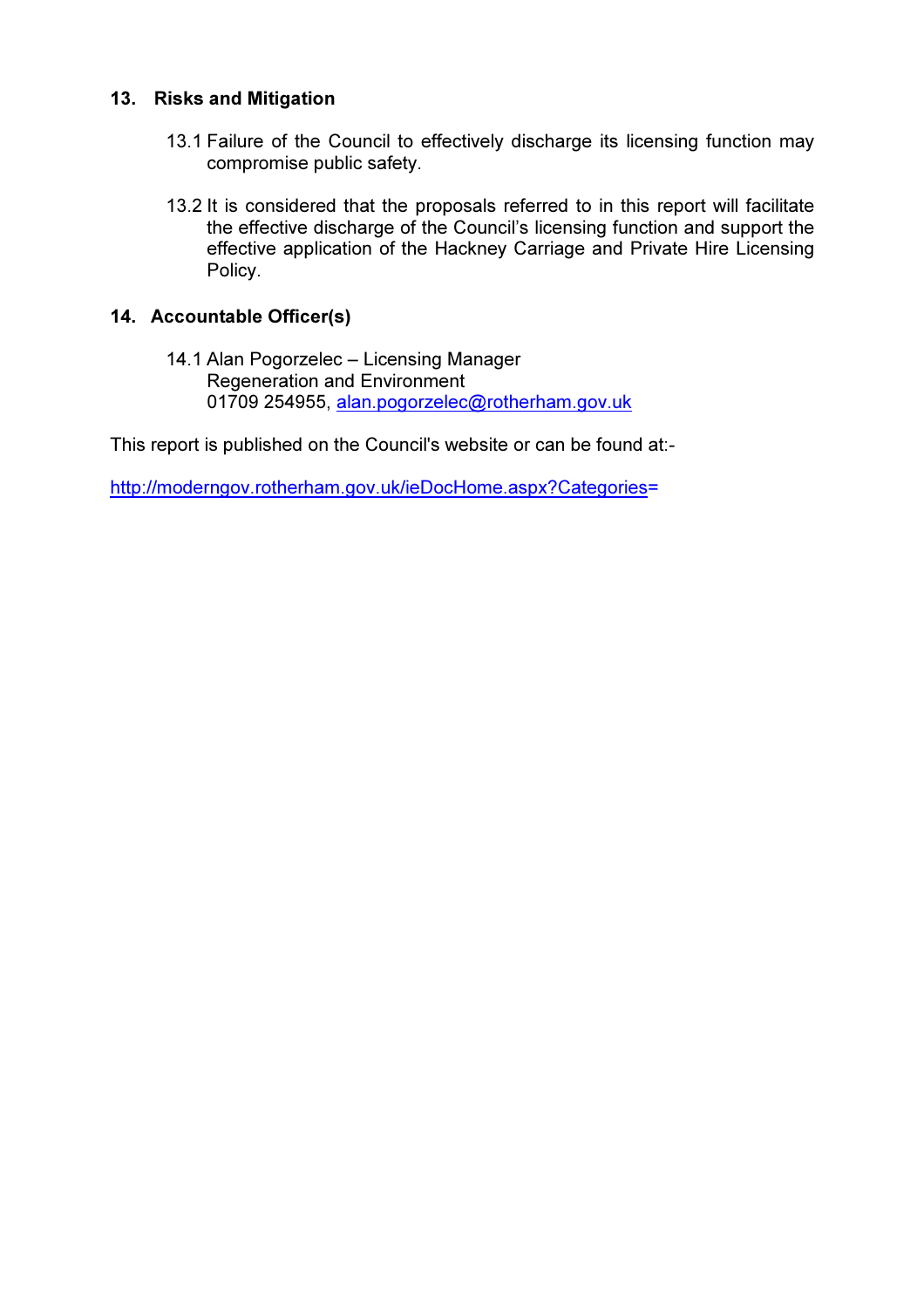## 13. Risks and Mitigation

13.1 Failure of the Council to effectively discharge its licensing function may compromise public safety.

13.2 It is considered that the proposals referred to in this report will facilitate the effective discharge of the Council's licensing function and support the effective application of the Hackney Carriage and Private Hire Licensing Policy.

## 14. Accountable Officer(s)

14.1 Alan Pogorzelec – Licensing Manager
Regeneration and Environment
01709 254955, alan.pogorzelec@rotherham.gov.uk

This report is published on the Council's website or can be found at:-

http://moderngov.rotherham.gov.uk/ieDocHome.aspx?Categories=